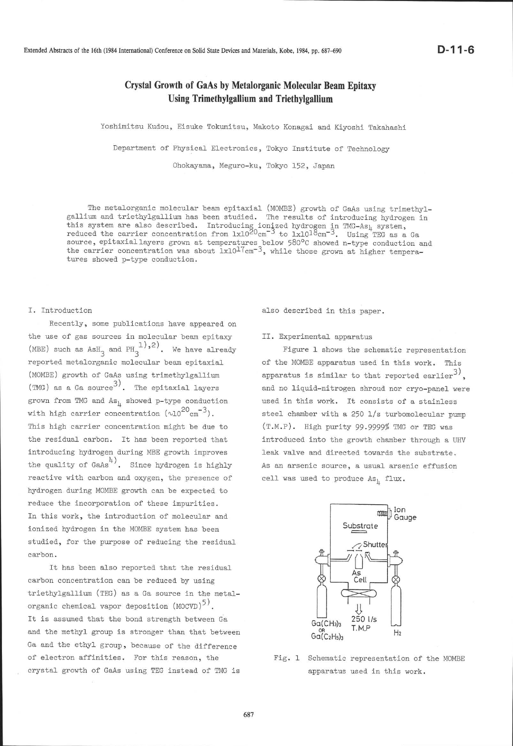D-11-6

# Crystal Growth of GaAs by Metalorganic Molecular Beam Epitaxy Using Trimethylgallium and Triethylgallium

Yoshimitsu Kudou, Eisuke Tokumitsu, Makoto Konagai and Kiyoshi Takahashi

Department of Physical Electronics, Tokyo Institute of Technology

Ohokayama, Meguro-ku, Tokyo 152, Japan

The metalorganic molecular beam epitaxial (MOMBE) growth of GaAs using trimethylgallium and triethylgallium has been studied. The results of introducing hydrogen in this system are also described. Introducing ionized hydrogen in TMG-$As_4$ system, reduced the carrier concentration from $1x10^{20}cm^{-3}$ to $1x10^{18}cm^{-3}$. Using TEG as a Ga source, epitaxial layers grown at temperatures below 580°C showed n-type conduction and the carrier concentration was about $1x10^{17}cm^{-3}$, while those grown at higher temperatures showed p-type conduction.

## I. Introduction

Recently, some publications have appeared on the use of gas sources in molecular beam epitaxy (MBE) such as $AsH_3$ and $PH_3$[1),2)]. We have already reported metalorganic molecular beam epitaxial (MOMBE) growth of GaAs using trimethylgallium (TMG) as a Ga source[3)]. The epitaxial layers grown from TMG and $As_4$ showed p-type conduction with high carrier concentration ($\sim 10^{20}cm^{-3}$). This high carrier concentration might be due to the residual carbon. It has been reported that introducing hydrogen during MBE growth improves the quality of GaAs[4)]. Since hydrogen is highly reactive with carbon and oxygen, the presence of hydrogen during MOMBE growth can be expected to reduce the incorporation of these impurities. In this work, the introduction of molecular and ionized hydrogen in the MOMBE system has been studied, for the purpose of reducing the residual carbon.

It has been also reported that the residual carbon concentration can be reduced by using triethylgallium (TEG) as a Ga source in the metalorganic chemical vapor deposition (MOCVD)[5)]. It is assumed that the bond strength between Ga and the methyl group is stronger than that between Ga and the ethyl group, because of the difference of electron affinities. For this reason, the crystal growth of GaAs using TEG instead of TMG is also described in this paper.

## II. Experimental apparatus

Figure 1 shows the schematic representation of the MOMBE apparatus used in this work. This apparatus is similar to that reported earlier[3)], and no liquid-nitrogen shroud nor cryo-panel were used in this work. It consists of a stainless steel chamber with a 250 l/s turbomolecular pump (T.M.P). High purity 99.9999% TMG or TEG was introduced into the growth chamber through a UHV leak valve and directed towards the substrate. As an arsenic source, a usual arsenic effusion cell was used to produce $As_4$ flux.

Fig. 1 Schematic representation of the MOMBE apparatus used in this work.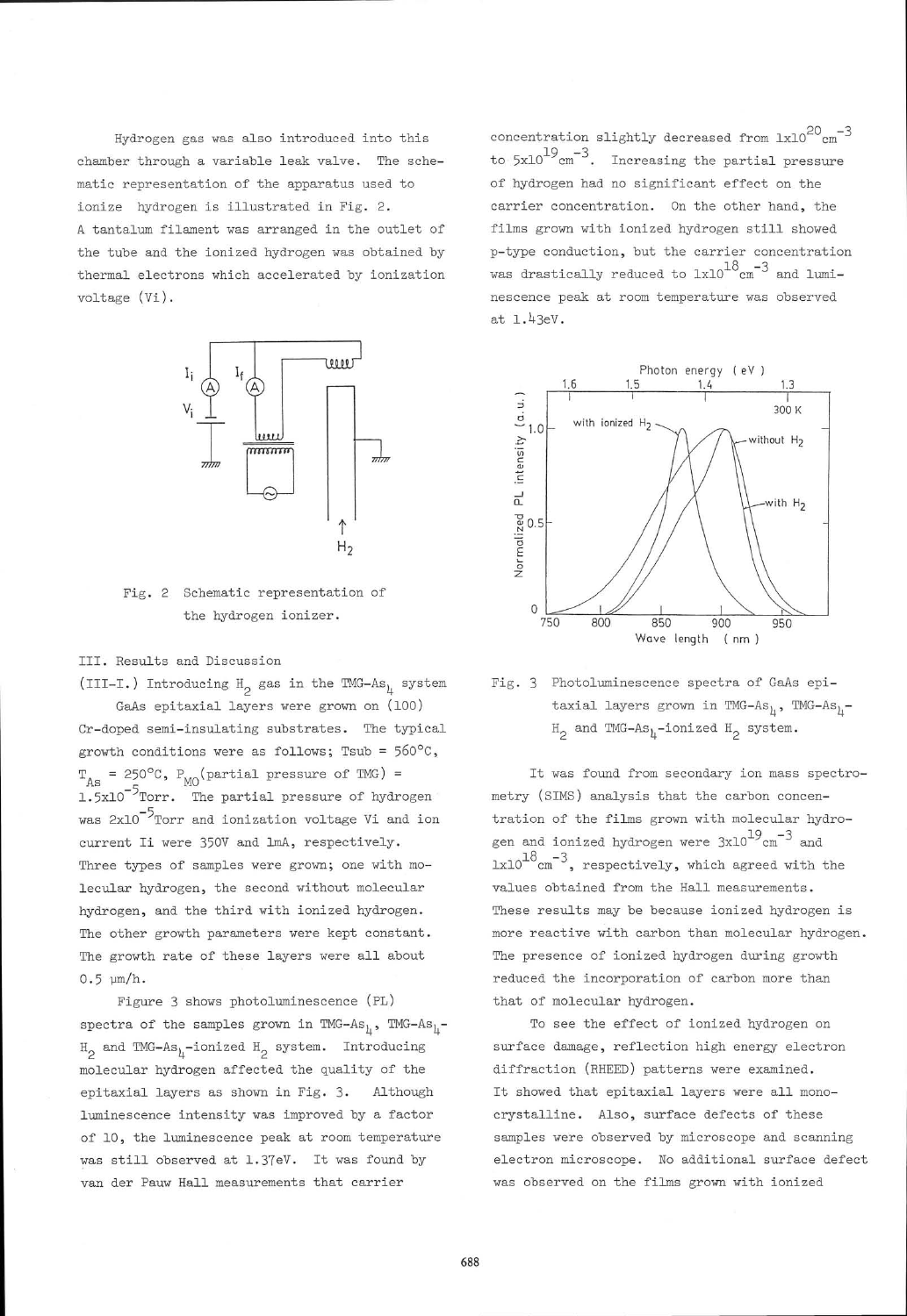Hydrogen gas was also introduced into this chamber through a variable leak valve. The schematic representation of the apparatus used to ionize hydrogen is illustrated in Fig. 2. A tantalum filament was arranged in the outlet of the tube and the ionized hydrogen was obtained by thermal electrons which accelerated by ionization voltage (Vi).

Fig. 2 Schematic representation of the hydrogen ionizer.

## III. Results and Discussion

### (III-I.) Introducing $H_2$ gas in the TMG-$As_4$ system

GaAs epitaxial layers were grown on (100) Cr-doped semi-insulating substrates. The typical growth conditions were as follows; Tsub = 560°C, $T_{As}$ = 250°C, $P_{MO}$(partial pressure of TMG) = $1.5\times10^{-5}$Torr. The partial pressure of hydrogen was $2\times10^{-5}$Torr and ionization voltage Vi and ion current Ii were 350V and 1mA, respectively. Three types of samples were grown; one with molecular hydrogen, the second without molecular hydrogen, and the third with ionized hydrogen. The other growth parameters were kept constant. The growth rate of these layers were all about 0.5 μm/h.

Figure 3 shows photoluminescence (PL) spectra of the samples grown in TMG-$As_4$, TMG-$As_4$-$H_2$ and TMG-$As_4$-ionized $H_2$ system. Introducing molecular hydrogen affected the quality of the epitaxial layers as shown in Fig. 3. Although luminescence intensity was improved by a factor of 10, the luminescence peak at room temperature was still observed at 1.37eV. It was found by van der Pauw Hall measurements that carrier concentration slightly decreased from $1\times10^{20}$cm$^{-3}$ to $5\times10^{19}$cm$^{-3}$. Increasing the partial pressure of hydrogen had no significant effect on the carrier concentration. On the other hand, the films grown with ionized hydrogen still showed p-type conduction, but the carrier concentration was drastically reduced to $1\times10^{18}$cm$^{-3}$ and luminescence peak at room temperature was observed at 1.43eV.

Fig. 3 Photoluminescence spectra of GaAs epitaxial layers grown in TMG-$As_4$, TMG-$As_4$-$H_2$ and TMG-$As_4$-ionized $H_2$ system.

It was found from secondary ion mass spectrometry (SIMS) analysis that the carbon concentration of the films grown with molecular hydrogen and ionized hydrogen were $3\times10^{19}$cm$^{-3}$ and $1\times10^{18}$cm$^{-3}$, respectively, which agreed with the values obtained from the Hall measurements. These results may be because ionized hydrogen is more reactive with carbon than molecular hydrogen. The presence of ionized hydrogen during growth reduced the incorporation of carbon more than that of molecular hydrogen.

To see the effect of ionized hydrogen on surface damage, reflection high energy electron diffraction (RHEED) patterns were examined. It showed that epitaxial layers were all monocrystalline. Also, surface defects of these samples were observed by microscope and scanning electron microscope. No additional surface defect was observed on the films grown with ionized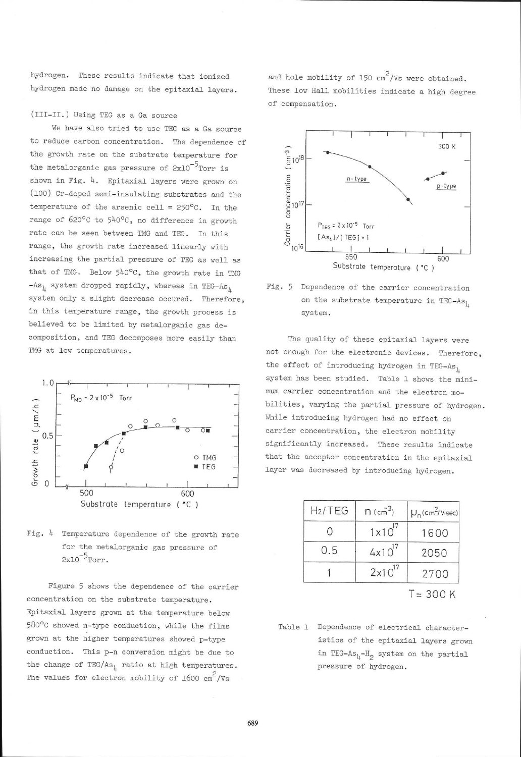hydrogen. These results indicate that ionized hydrogen made no damage on the epitaxial layers.

(III-II.) Using TEG as a Ga source

We have also tried to use TEG as a Ga source to reduce carbon concentration. The dependence of the growth rate on the substrate temperature for the metalorganic gas pressure of $2 \times 10^{-5}$ Torr is shown in Fig. 4. Epitaxial layers were grown on (100) Cr-doped semi-insulating substrates and the temperature of the arsenic cell = 250°C. In the range of 620°C to 540°C, no difference in growth rate can be seen between TMG and TEG. In this range, the growth rate increased linearly with increasing the partial pressure of TEG as well as that of TMG. Below 540°C, the growth rate in TMG-$As_4$ system dropped rapidly, whereas in TEG-$As_4$ system only a slight decrease occured. Therefore, in this temperature range, the growth process is believed to be limited by metalorganic gas decomposition, and TEG decomposes more easily than TMG at low temperatures.

Fig. 4 Temperature dependence of the growth rate for the metalorganic gas pressure of $2 \times 10^{-5}$ Torr.

Figure 5 shows the dependence of the carrier concentration on the substrate temperature. Epitaxial layers grown at the temperature below 580°C showed n-type conduction, while the films grown at the higher temperatures showed p-type conduction. This p-n conversion might be due to the change of TEG/$As_4$ ratio at high temperatures. The values for electron mobility of 1600 $cm^2$/Vs and hole mobility of 150 $cm^2$/Vs were obtained. These low Hall mobilities indicate a high degree of compensation.

Fig. 5 Dependence of the carrier concentration on the substrate temperature in TEG-$As_4$ system.

The quality of these epitaxial layers were not enough for the electronic devices. Therefore, the effect of introducing hydrogen in TEG-$As_4$ system has been studied. Table 1 shows the minimum carrier concentration and the electron mobilities, varying the partial pressure of hydrogen. While introducing hydrogen had no effect on carrier concentration, the electron mobility significantly increased. These results indicate that the acceptor concentration in the epitaxial layer was decreased by introducing hydrogen.

| $H_2$/TEG | n ($cm^{-3}$) | $\mu_n$ ($cm^2$/V·sec) |
|---|---|---|
| 0 | $1 \times 10^{17}$ | 1600 |
| 0.5 | $4 \times 10^{17}$ | 2050 |
| 1 | $2 \times 10^{17}$ | 2700 |

T= 300 K

Table 1 Dependence of electrical characteristics of the epitaxial layers grown in TEG-$As_4$-$H_2$ system on the partial pressure of hydrogen.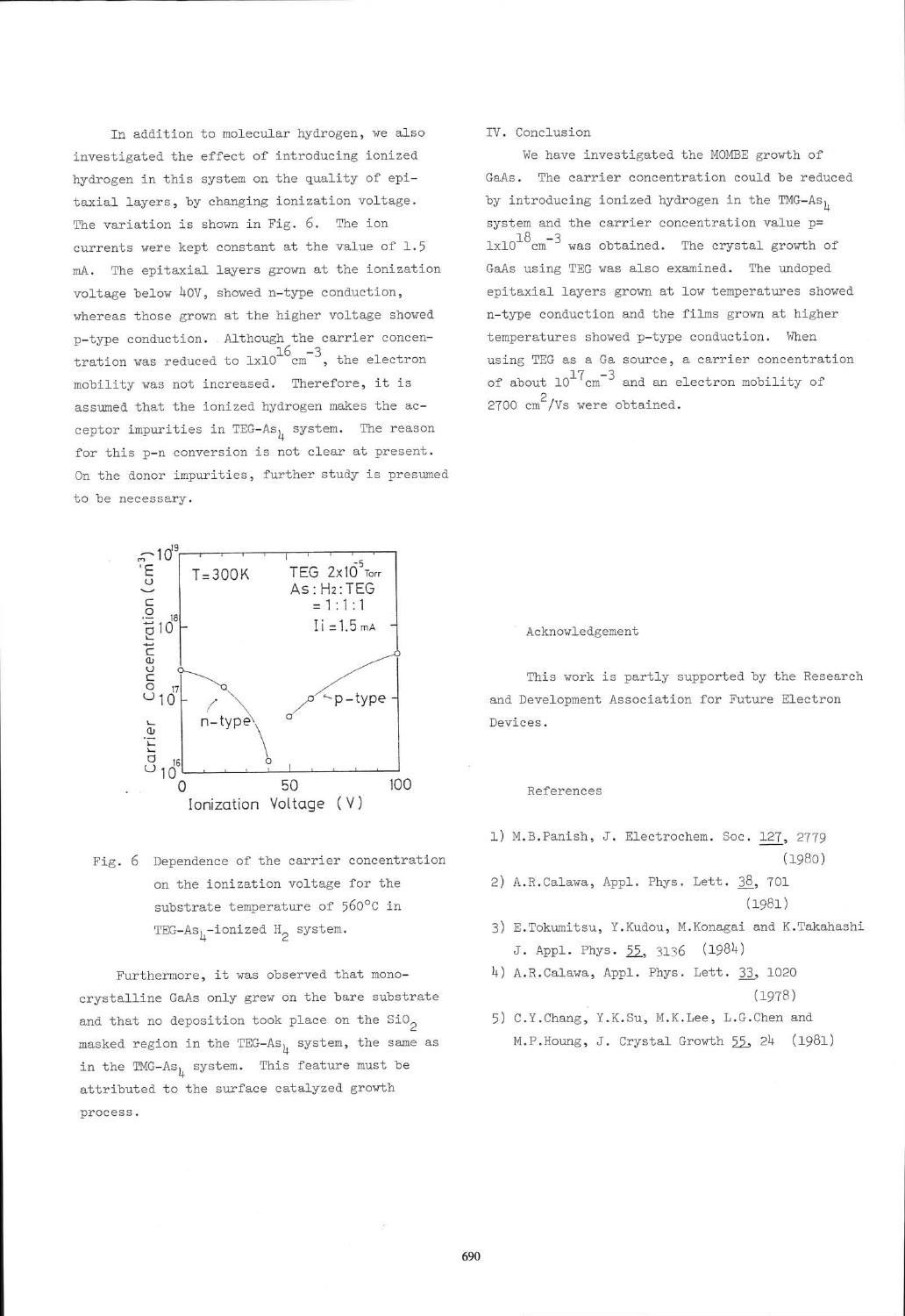In addition to molecular hydrogen, we also investigated the effect of introducing ionized hydrogen in this system on the quality of epitaxial layers, by changing ionization voltage. The variation is shown in Fig. 6. The ion currents were kept constant at the value of 1.5 mA. The epitaxial layers grown at the ionization voltage below 40V, showed n-type conduction, whereas those grown at the higher voltage showed p-type conduction. Although the carrier concentration was reduced to $1x10^{16}cm^{-3}$, the electron mobility was not increased. Therefore, it is assumed that the ionized hydrogen makes the acceptor impurities in TEG-$As_4$ system. The reason for this p-n conversion is not clear at present. On the donor impurities, further study is presumed to be necessary.

Carrier Concentration ($cm^{-3}$)

$10^{19}$

$10^{18}$

$10^{17}$

$10^{16}$

T=300K

TEG $2x10^{-5}$ Torr

As:$H_2$:TEG = 1:1:1

Ii = 1.5 mA

n-type

p-type

0

50

100

Ionization Voltage (V)

Fig. 6 Dependence of the carrier concentration on the ionization voltage for the substrate temperature of 560°C in TEG-$As_4$-ionized $H_2$ system.

Furthermore, it was observed that monocrystalline GaAs only grew on the bare substrate and that no deposition took place on the $SiO_2$ masked region in the TEG-$As_4$ system, the same as in the TMG-$As_4$ system. This feature must be attributed to the surface catalyzed growth process.

## IV. Conclusion

We have investigated the MOMBE growth of GaAs. The carrier concentration could be reduced by introducing ionized hydrogen in the TMG-$As_4$ system and the carrier concentration value p= $1x10^{18}cm^{-3}$ was obtained. The crystal growth of GaAs using TEG was also examined. The undoped epitaxial layers grown at low temperatures showed n-type conduction and the films grown at higher temperatures showed p-type conduction. When using TEG as a Ga source, a carrier concentration of about $10^{17}cm^{-3}$ and an electron mobility of 2700 $cm^2$/Vs were obtained.

## Acknowledgement

This work is partly supported by the Research and Development Association for Future Electron Devices.

## References

1) M.B.Panish, J. Electrochem. Soc. 127, 2779 (1980)
2) A.R.Calawa, Appl. Phys. Lett. 38, 701 (1981)
3) E.Tokumitsu, Y.Kudou, M.Konagai and K.Takahashi J. Appl. Phys. 55, 3136 (1984)
4) A.R.Calawa, Appl. Phys. Lett. 33, 1020 (1978)
5) C.Y.Chang, Y.K.Su, M.K.Lee, L.G.Chen and M.P.Houng, J. Crystal Growth 55, 24 (1981)